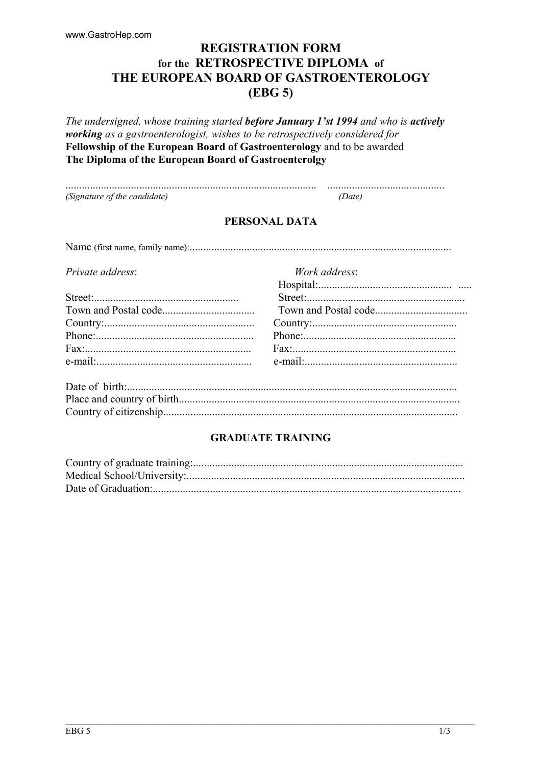# REGISTRATION FORM
## for the RETROSPECTIVE DIPLOMA of
## THE EUROPEAN BOARD OF GASTROENTEROLOGY
## (EBG 5)

*The undersigned, whose training started* ***before January 1'st 1994*** *and who is* ***actively working*** *as a gastroenterologist, wishes to be retrospectively considered for*
**Fellowship of the European Board of Gastroenterology** and to be awarded
**The Diplomа of the European Board of Gastroenterolgy**

........................................................................................ ..........................................
*(Signature of the candidate)* *(Date)*

### PERSONAL DATA

Name (first name, family name):...............................................................................................

*Private address*:

Street:....................................................
Town and Postal code.................................
Country:......................................................
Phone:.........................................................
Fax:............................................................
e-mail:........................................................

*Work address*:

Hospital:................................................ .....
Street:.........................................................
Town and Postal code.................................
Country:....................................................
Phone:.......................................................
Fax:...........................................................
e-mail:.......................................................

Date of birth:......................................................................................................................
Place and country of birth....................................................................................................
Country of citizenship..........................................................................................................

### GRADUATE TRAINING

Country of graduate training:.................................................................................................
Medical School/University:....................................................................................................
Date of Graduation:...............................................................................................................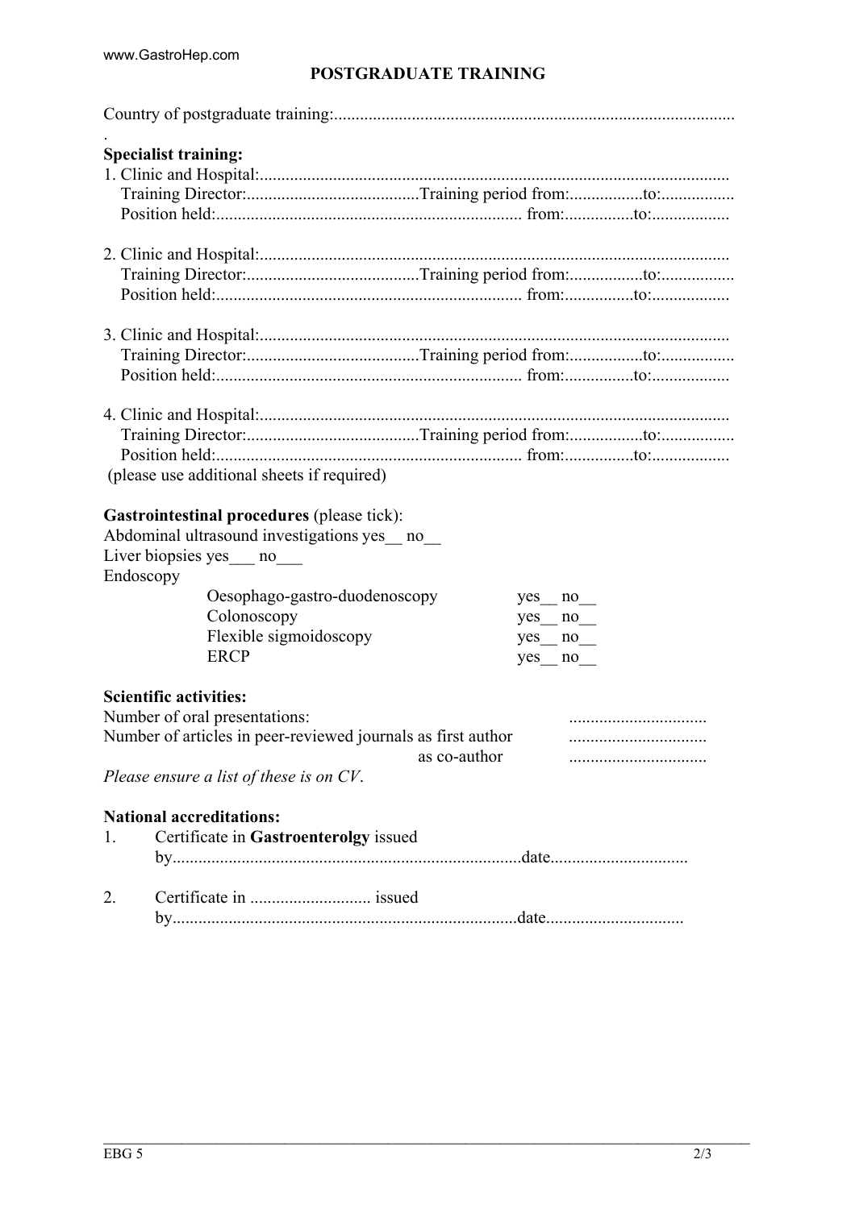# POSTGRADUATE TRAINING

Country of postgraduate training:............................................................................................
.

**Specialist training:**

1. Clinic and Hospital:............................................................................................................
   Training Director:........................................Training period from:.................to:.................
   Position held:...................................................................... from:................to:..................

2. Clinic and Hospital:............................................................................................................
   Training Director:........................................Training period from:.................to:.................
   Position held:...................................................................... from:................to:..................

3. Clinic and Hospital:............................................................................................................
   Training Director:........................................Training period from:.................to:.................
   Position held:...................................................................... from:................to:..................

4. Clinic and Hospital:............................................................................................................
   Training Director:........................................Training period from:.................to:.................
   Position held:...................................................................... from:................to:..................

(please use additional sheets if required)

**Gastrointestinal procedures** (please tick):

Abdominal ultrasound investigations yes__ no__

Liver biopsies yes___ no___

Endoscopy

| | |
|---|---|
| Oesophago-gastro-duodenoscopy | yes__ no__ |
| Colonoscopy | yes__ no__ |
| Flexible sigmoidoscopy | yes__ no__ |
| ERCP | yes__ no__ |

**Scientific activities:**

| | |
|---|---|
| Number of oral presentations: | ................................ |
| Number of articles in peer-reviewed journals as first author | ................................ |
| as co-author | ................................ |

*Please ensure a list of these is on CV*.

**National accreditations:**

1. Certificate in **Gastroenterolgy** issued by.................................................................................date................................

2. Certificate in ............................ issued by................................................................................date................................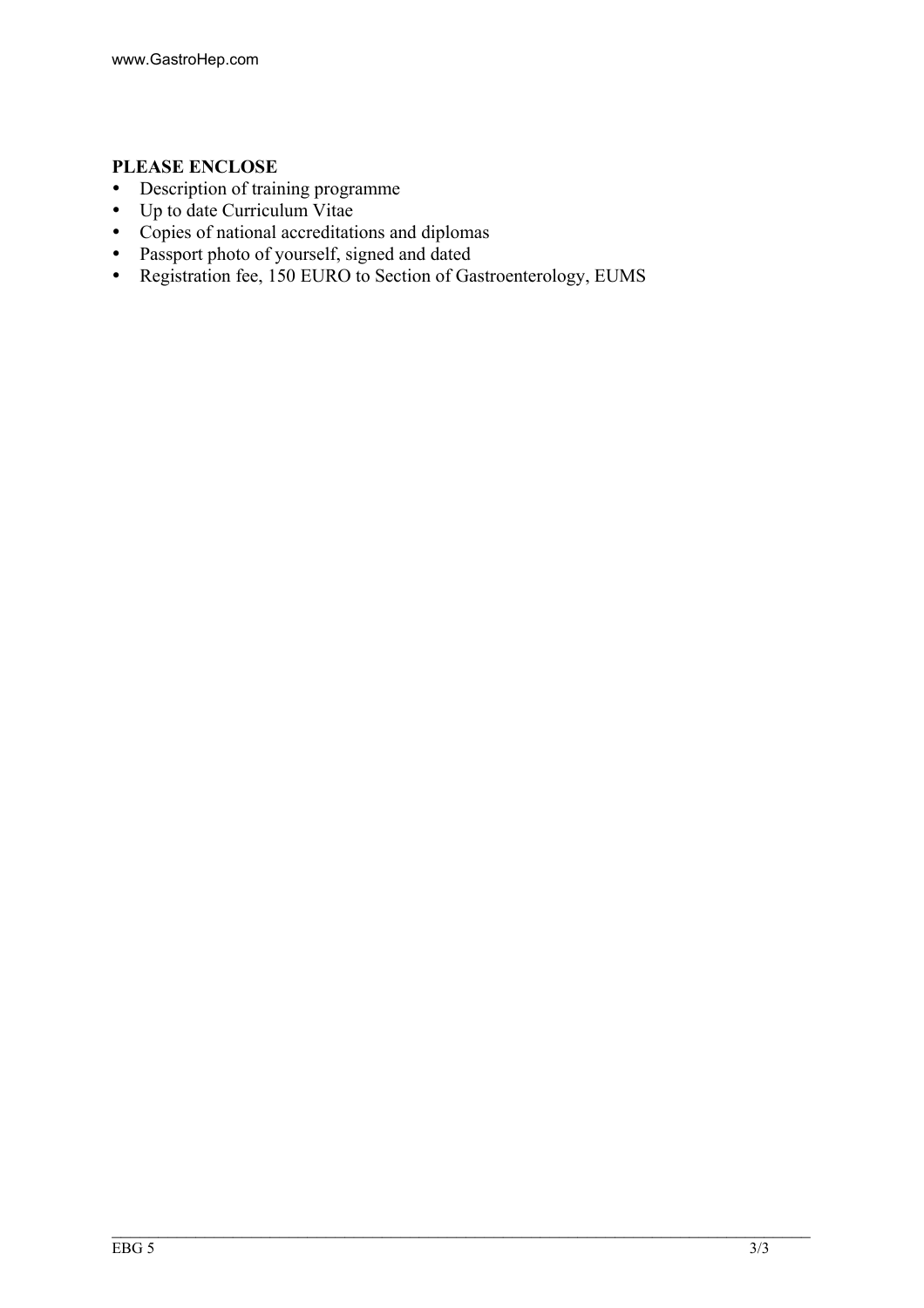**PLEASE ENCLOSE**

- Description of training programme
- Up to date Curriculum Vitae
- Copies of national accreditations and diplomas
- Passport photo of yourself, signed and dated
- Registration fee, 150 EURO to Section of Gastroenterology, EUMS